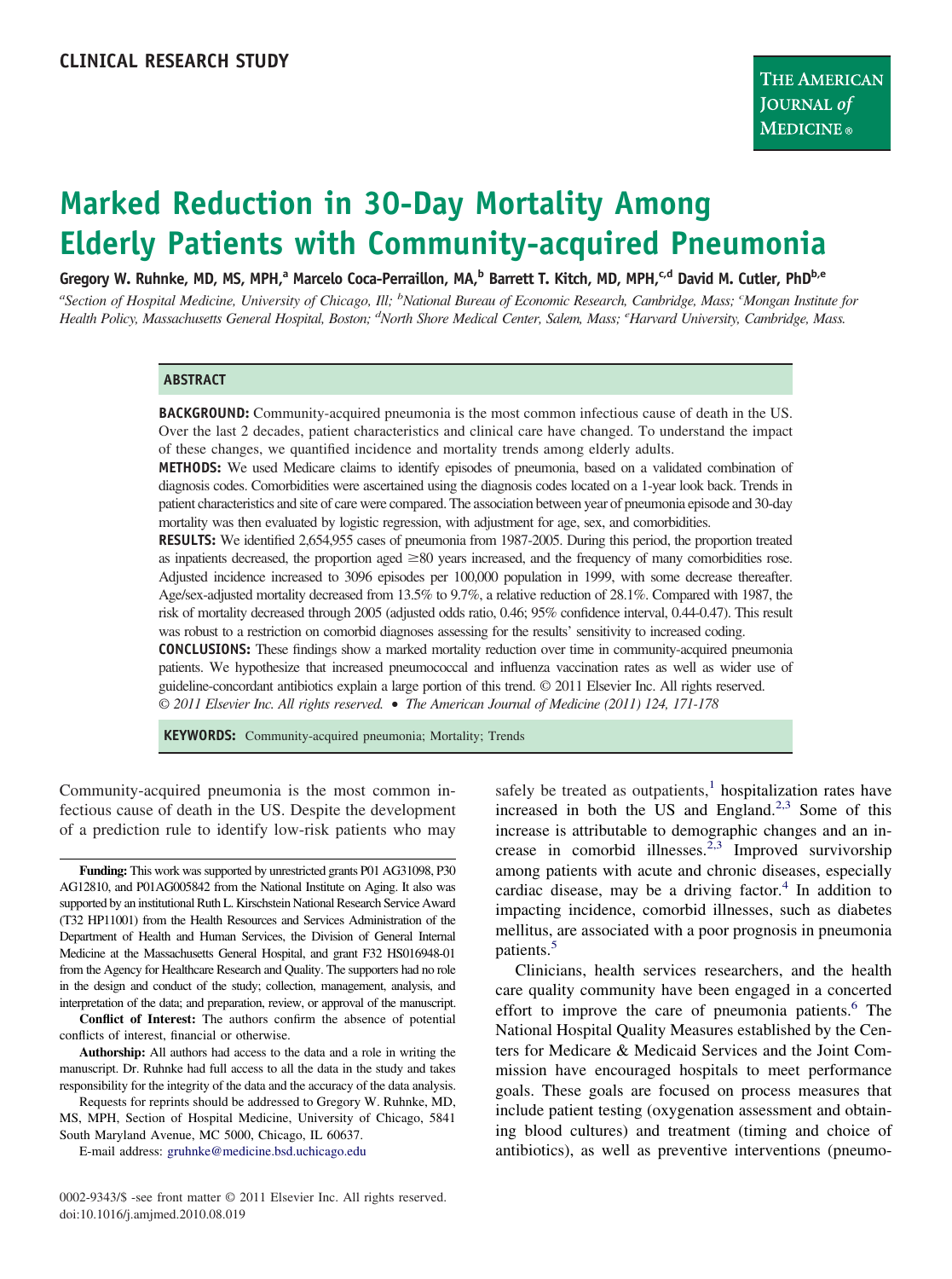CLINICAL RESEARCH STUDY

# Marked Reduction in 30-Day Mortality Among Elderly Patients with Community-acquired Pneumonia

**Gregory W. Ruhnke, MD, MS, MPH,[a] Marcelo Coca-Perraillon, MA,[b] Barrett T. Kitch, MD, MPH,[c,d] David M. Cutler, PhD[b,e]**

*[a]Section of Hospital Medicine, University of Chicago, Ill; [b]National Bureau of Economic Research, Cambridge, Mass; [c]Mongan Institute for Health Policy, Massachusetts General Hospital, Boston; [d]North Shore Medical Center, Salem, Mass; [e]Harvard University, Cambridge, Mass.*

## ABSTRACT

**BACKGROUND:** Community-acquired pneumonia is the most common infectious cause of death in the US. Over the last 2 decades, patient characteristics and clinical care have changed. To understand the impact of these changes, we quantified incidence and mortality trends among elderly adults.

**METHODS:** We used Medicare claims to identify episodes of pneumonia, based on a validated combination of diagnosis codes. Comorbidities were ascertained using the diagnosis codes located on a 1-year look back. Trends in patient characteristics and site of care were compared. The association between year of pneumonia episode and 30-day mortality was then evaluated by logistic regression, with adjustment for age, sex, and comorbidities.

**RESULTS:** We identified 2,654,955 cases of pneumonia from 1987-2005. During this period, the proportion treated as inpatients decreased, the proportion aged ≥80 years increased, and the frequency of many comorbidities rose. Adjusted incidence increased to 3096 episodes per 100,000 population in 1999, with some decrease thereafter. Age/sex-adjusted mortality decreased from 13.5% to 9.7%, a relative reduction of 28.1%. Compared with 1987, the risk of mortality decreased through 2005 (adjusted odds ratio, 0.46; 95% confidence interval, 0.44-0.47). This result was robust to a restriction on comorbid diagnoses assessing for the results' sensitivity to increased coding.

**CONCLUSIONS:** These findings show a marked mortality reduction over time in community-acquired pneumonia patients. We hypothesize that increased pneumococcal and influenza vaccination rates as well as wider use of guideline-concordant antibiotics explain a large portion of this trend. © 2011 Elsevier Inc. All rights reserved.

*© 2011 Elsevier Inc. All rights reserved. • The American Journal of Medicine (2011) 124, 171-178*

**KEYWORDS:** Community-acquired pneumonia; Mortality; Trends

Community-acquired pneumonia is the most common infectious cause of death in the US. Despite the development of a prediction rule to identify low-risk patients who may safely be treated as outpatients,[1] hospitalization rates have increased in both the US and England.[2,3] Some of this increase is attributable to demographic changes and an increase in comorbid illnesses.[2,3] Improved survivorship among patients with acute and chronic diseases, especially cardiac disease, may be a driving factor.[4] In addition to impacting incidence, comorbid illnesses, such as diabetes mellitus, are associated with a poor prognosis in pneumonia patients.[5]

Clinicians, health services researchers, and the health care quality community have been engaged in a concerted effort to improve the care of pneumonia patients.[6] The National Hospital Quality Measures established by the Centers for Medicare & Medicaid Services and the Joint Commission have encouraged hospitals to meet performance goals. These goals are focused on process measures that include patient testing (oxygenation assessment and obtaining blood cultures) and treatment (timing and choice of antibiotics), as well as preventive interventions (pneumo-

**Funding:** This work was supported by unrestricted grants P01 AG31098, P30 AG12810, and P01AG005842 from the National Institute on Aging. It also was supported by an institutional Ruth L. Kirschstein National Research Service Award (T32 HP11001) from the Health Resources and Services Administration of the Department of Health and Human Services, the Division of General Internal Medicine at the Massachusetts General Hospital, and grant F32 HS016948-01 from the Agency for Healthcare Research and Quality. The supporters had no role in the design and conduct of the study; collection, management, analysis, and interpretation of the data; and preparation, review, or approval of the manuscript.

**Conflict of Interest:** The authors confirm the absence of potential conflicts of interest, financial or otherwise.

**Authorship:** All authors had access to the data and a role in writing the manuscript. Dr. Ruhnke had full access to all the data in the study and takes responsibility for the integrity of the data and the accuracy of the data analysis.

Requests for reprints should be addressed to Gregory W. Ruhnke, MD, MS, MPH, Section of Hospital Medicine, University of Chicago, 5841 South Maryland Avenue, MC 5000, Chicago, IL 60637.

E-mail address: gruhnke@medicine.bsd.uchicago.edu

0002-9343/$ -see front matter © 2011 Elsevier Inc. All rights reserved.
doi:10.1016/j.amjmed.2010.08.019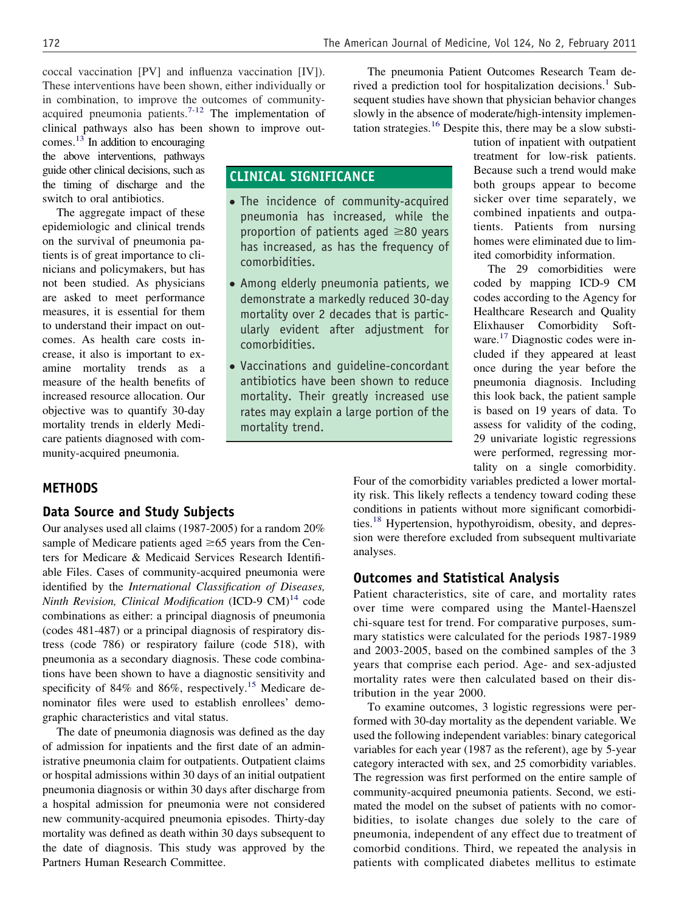coccal vaccination [PV] and influenza vaccination [IV]). These interventions have been shown, either individually or in combination, to improve the outcomes of community-acquired pneumonia patients.[7-12] The implementation of clinical pathways also has been shown to improve outcomes.[13] In addition to encouraging the above interventions, pathways guide other clinical decisions, such as the timing of discharge and the switch to oral antibiotics.

The aggregate impact of these epidemiologic and clinical trends on the survival of pneumonia patients is of great importance to clinicians and policymakers, but has not been studied. As physicians are asked to meet performance measures, it is essential for them to understand their impact on outcomes. As health care costs increase, it also is important to examine mortality trends as a measure of the health benefits of increased resource allocation. Our objective was to quantify 30-day mortality trends in elderly Medicare patients diagnosed with community-acquired pneumonia.

## CLINICAL SIGNIFICANCE

- The incidence of community-acquired pneumonia has increased, while the proportion of patients aged ≥80 years has increased, as has the frequency of comorbidities.
- Among elderly pneumonia patients, we demonstrate a markedly reduced 30-day mortality over 2 decades that is particularly evident after adjustment for comorbidities.
- Vaccinations and guideline-concordant antibiotics have been shown to reduce mortality. Their greatly increased use rates may explain a large portion of the mortality trend.

## METHODS

### Data Source and Study Subjects

Our analyses used all claims (1987-2005) for a random 20% sample of Medicare patients aged ≥65 years from the Centers for Medicare & Medicaid Services Research Identifiable Files. Cases of community-acquired pneumonia were identified by the *International Classification of Diseases, Ninth Revision, Clinical Modification* (ICD-9 CM)[14] code combinations as either: a principal diagnosis of pneumonia (codes 481-487) or a principal diagnosis of respiratory distress (code 786) or respiratory failure (code 518), with pneumonia as a secondary diagnosis. These code combinations have been shown to have a diagnostic sensitivity and specificity of 84% and 86%, respectively.[15] Medicare denominator files were used to establish enrollees' demographic characteristics and vital status.

The date of pneumonia diagnosis was defined as the day of admission for inpatients and the first date of an administrative pneumonia claim for outpatients. Outpatient claims or hospital admissions within 30 days of an initial outpatient pneumonia diagnosis or within 30 days after discharge from a hospital admission for pneumonia were not considered new community-acquired pneumonia episodes. Thirty-day mortality was defined as death within 30 days subsequent to the date of diagnosis. This study was approved by the Partners Human Research Committee.

The pneumonia Patient Outcomes Research Team derived a prediction tool for hospitalization decisions.[1] Subsequent studies have shown that physician behavior changes slowly in the absence of moderate/high-intensity implementation strategies.[16] Despite this, there may be a slow substitution of inpatient with outpatient treatment for low-risk patients. Because such a trend would make both groups appear to become sicker over time separately, we combined inpatients and outpatients. Patients from nursing homes were eliminated due to limited comorbidity information.

The 29 comorbidities were coded by mapping ICD-9 CM codes according to the Agency for Healthcare Research and Quality Elixhauser Comorbidity Software.[17] Diagnostic codes were included if they appeared at least once during the year before the pneumonia diagnosis. Including this look back, the patient sample is based on 19 years of data. To assess for validity of the coding, 29 univariate logistic regressions were performed, regressing mortality on a single comorbidity. Four of the comorbidity variables predicted a lower mortality risk. This likely reflects a tendency toward coding these conditions in patients without more significant comorbidities.[18] Hypertension, hypothyroidism, obesity, and depression were therefore excluded from subsequent multivariate analyses.

### Outcomes and Statistical Analysis

Patient characteristics, site of care, and mortality rates over time were compared using the Mantel-Haenszel chi-square test for trend. For comparative purposes, summary statistics were calculated for the periods 1987-1989 and 2003-2005, based on the combined samples of the 3 years that comprise each period. Age- and sex-adjusted mortality rates were then calculated based on their distribution in the year 2000.

To examine outcomes, 3 logistic regressions were performed with 30-day mortality as the dependent variable. We used the following independent variables: binary categorical variables for each year (1987 as the referent), age by 5-year category interacted with sex, and 25 comorbidity variables. The regression was first performed on the entire sample of community-acquired pneumonia patients. Second, we estimated the model on the subset of patients with no comorbidities, to isolate changes due solely to the care of pneumonia, independent of any effect due to treatment of comorbid conditions. Third, we repeated the analysis in patients with complicated diabetes mellitus to estimate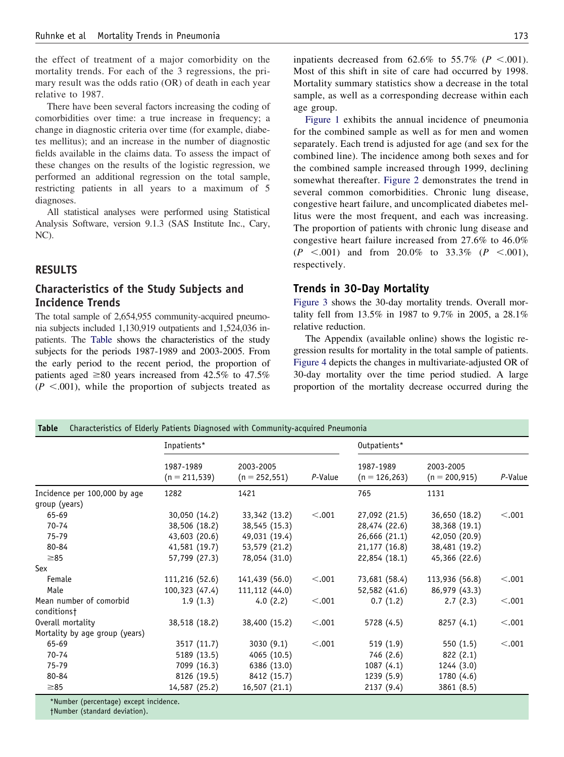the effect of treatment of a major comorbidity on the mortality trends. For each of the 3 regressions, the primary result was the odds ratio (OR) of death in each year relative to 1987.

There have been several factors increasing the coding of comorbidities over time: a true increase in frequency; a change in diagnostic criteria over time (for example, diabetes mellitus); and an increase in the number of diagnostic fields available in the claims data. To assess the impact of these changes on the results of the logistic regression, we performed an additional regression on the total sample, restricting patients in all years to a maximum of 5 diagnoses.

All statistical analyses were performed using Statistical Analysis Software, version 9.1.3 (SAS Institute Inc., Cary, NC).

## RESULTS

### Characteristics of the Study Subjects and Incidence Trends

The total sample of 2,654,955 community-acquired pneumonia subjects included 1,130,919 outpatients and 1,524,036 inpatients. The Table shows the characteristics of the study subjects for the periods 1987-1989 and 2003-2005. From the early period to the recent period, the proportion of patients aged ≥80 years increased from 42.5% to 47.5% ($P < .001$), while the proportion of subjects treated as inpatients decreased from 62.6% to 55.7% ($P < .001$). Most of this shift in site of care had occurred by 1998. Mortality summary statistics show a decrease in the total sample, as well as a corresponding decrease within each age group.

Figure 1 exhibits the annual incidence of pneumonia for the combined sample as well as for men and women separately. Each trend is adjusted for age (and sex for the combined line). The incidence among both sexes and for the combined sample increased through 1999, declining somewhat thereafter. Figure 2 demonstrates the trend in several common comorbidities. Chronic lung disease, congestive heart failure, and uncomplicated diabetes mellitus were the most frequent, and each was increasing. The proportion of patients with chronic lung disease and congestive heart failure increased from 27.6% to 46.0% ($P < .001$) and from 20.0% to 33.3% ($P < .001$), respectively.

### Trends in 30-Day Mortality

Figure 3 shows the 30-day mortality trends. Overall mortality fell from 13.5% in 1987 to 9.7% in 2005, a 28.1% relative reduction.

The Appendix (available online) shows the logistic regression results for mortality in the total sample of patients. Figure 4 depicts the changes in multivariate-adjusted OR of 30-day mortality over the time period studied. A large proportion of the mortality decrease occurred during the

**Table** Characteristics of Elderly Patients Diagnosed with Community-acquired Pneumonia

| | Inpatients* | | | Outpatients* | | |
|---|---|---|---|---|---|---|
| | 1987-1989 (n = 211,539) | 2003-2005 (n = 252,551) | *P*-Value | 1987-1989 (n = 126,263) | 2003-2005 (n = 200,915) | *P*-Value |
| Incidence per 100,000 by age group (years) | 1282 | 1421 | | 765 | 1131 | |
| 65-69 | 30,050 (14.2) | 33,342 (13.2) | <.001 | 27,092 (21.5) | 36,650 (18.2) | <.001 |
| 70-74 | 38,506 (18.2) | 38,545 (15.3) | | 28,474 (22.6) | 38,368 (19.1) | |
| 75-79 | 43,603 (20.6) | 49,031 (19.4) | | 26,666 (21.1) | 42,050 (20.9) | |
| 80-84 | 41,581 (19.7) | 53,579 (21.2) | | 21,177 (16.8) | 38,481 (19.2) | |
| ≥85 | 57,799 (27.3) | 78,054 (31.0) | | 22,854 (18.1) | 45,366 (22.6) | |
| Sex | | | | | | |
| Female | 111,216 (52.6) | 141,439 (56.0) | <.001 | 73,681 (58.4) | 113,936 (56.8) | <.001 |
| Male | 100,323 (47.4) | 111,112 (44.0) | | 52,582 (41.6) | 86,979 (43.3) | |
| Mean number of comorbid conditions† | 1.9 (1.3) | 4.0 (2.2) | <.001 | 0.7 (1.2) | 2.7 (2.3) | <.001 |
| Overall mortality | 38,518 (18.2) | 38,400 (15.2) | <.001 | 5728 (4.5) | 8257 (4.1) | <.001 |
| Mortality by age group (years) | | | | | | |
| 65-69 | 3517 (11.7) | 3030 (9.1) | <.001 | 519 (1.9) | 550 (1.5) | <.001 |
| 70-74 | 5189 (13.5) | 4065 (10.5) | | 746 (2.6) | 822 (2.1) | |
| 75-79 | 7099 (16.3) | 6386 (13.0) | | 1087 (4.1) | 1244 (3.0) | |
| 80-84 | 8126 (19.5) | 8412 (15.7) | | 1239 (5.9) | 1780 (4.6) | |
| ≥85 | 14,587 (25.2) | 16,507 (21.1) | | 2137 (9.4) | 3861 (8.5) | |

*Number (percentage) except incidence.
†Number (standard deviation).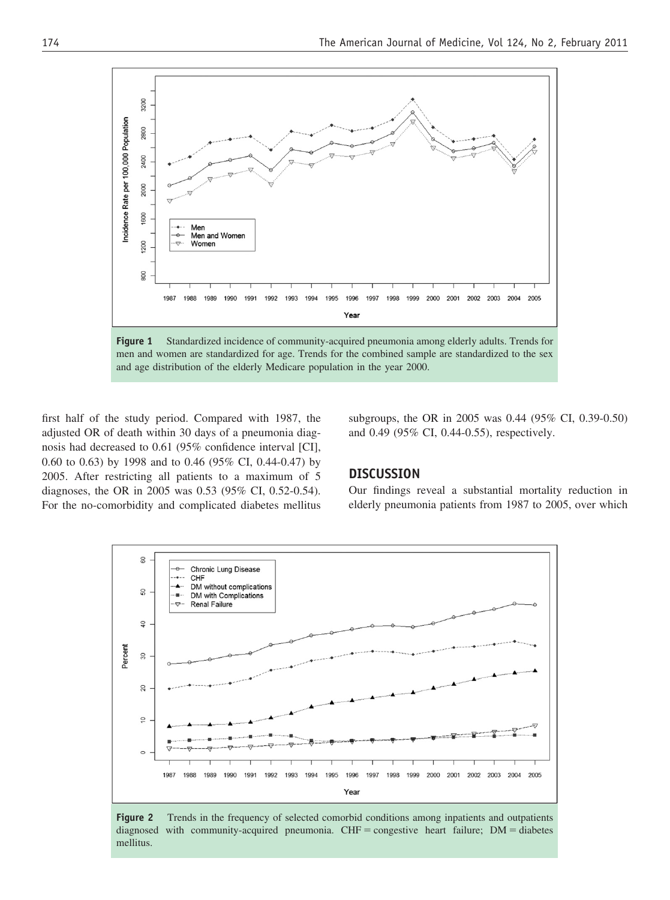**Figure 1** Standardized incidence of community-acquired pneumonia among elderly adults. Trends for men and women are standardized for age. Trends for the combined sample are standardized to the sex and age distribution of the elderly Medicare population in the year 2000.

first half of the study period. Compared with 1987, the adjusted OR of death within 30 days of a pneumonia diagnosis had decreased to 0.61 (95% confidence interval [CI], 0.60 to 0.63) by 1998 and to 0.46 (95% CI, 0.44-0.47) by 2005. After restricting all patients to a maximum of 5 diagnoses, the OR in 2005 was 0.53 (95% CI, 0.52-0.54). For the no-comorbidity and complicated diabetes mellitus subgroups, the OR in 2005 was 0.44 (95% CI, 0.39-0.50) and 0.49 (95% CI, 0.44-0.55), respectively.

## DISCUSSION

Our findings reveal a substantial mortality reduction in elderly pneumonia patients from 1987 to 2005, over which

**Figure 2** Trends in the frequency of selected comorbid conditions among inpatients and outpatients diagnosed with community-acquired pneumonia. CHF = congestive heart failure; DM = diabetes mellitus.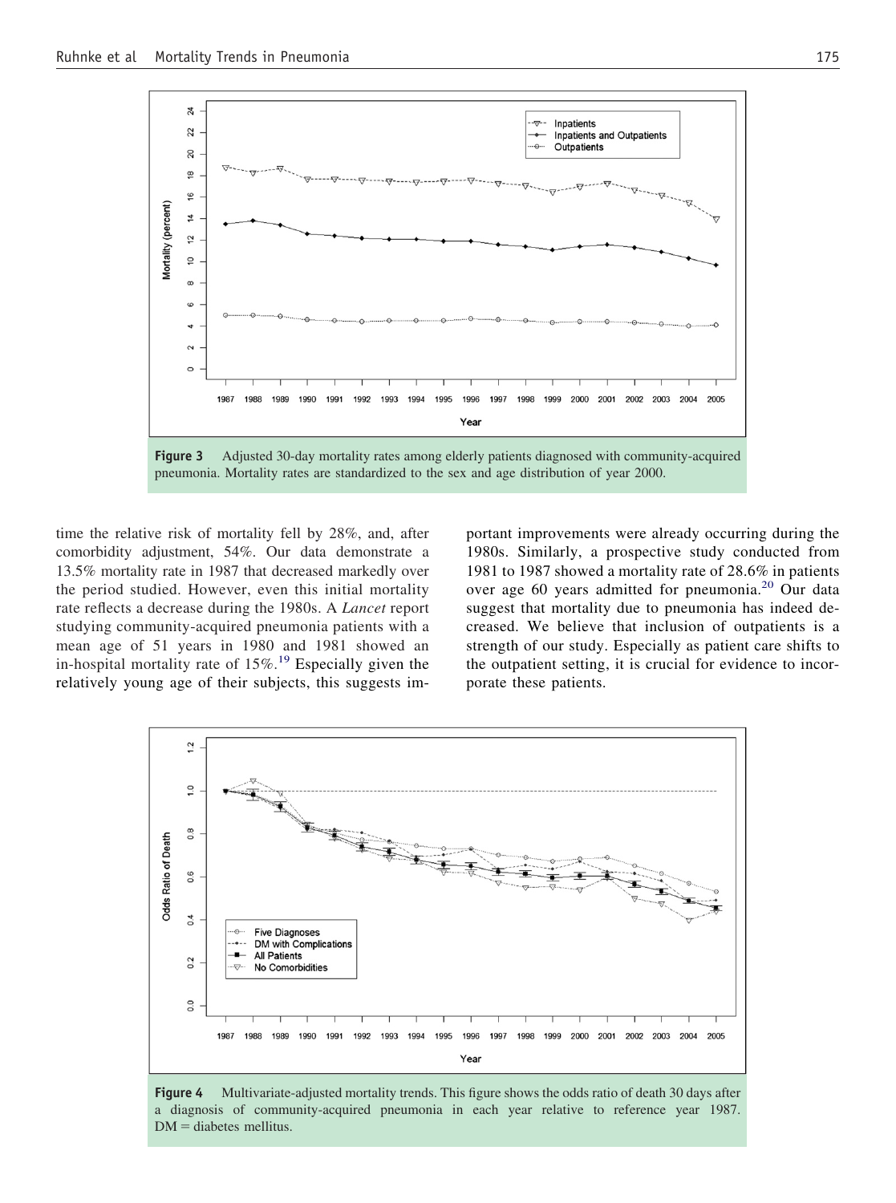Figure 3 Adjusted 30-day mortality rates among elderly patients diagnosed with community-acquired pneumonia. Mortality rates are standardized to the sex and age distribution of year 2000.

time the relative risk of mortality fell by 28%, and, after comorbidity adjustment, 54%. Our data demonstrate a 13.5% mortality rate in 1987 that decreased markedly over the period studied. However, even this initial mortality rate reflects a decrease during the 1980s. A *Lancet* report studying community-acquired pneumonia patients with a mean age of 51 years in 1980 and 1981 showed an in-hospital mortality rate of 15%.[19] Especially given the relatively young age of their subjects, this suggests important improvements were already occurring during the 1980s. Similarly, a prospective study conducted from 1981 to 1987 showed a mortality rate of 28.6% in patients over age 60 years admitted for pneumonia.[20] Our data suggest that mortality due to pneumonia has indeed decreased. We believe that inclusion of outpatients is a strength of our study. Especially as patient care shifts to the outpatient setting, it is crucial for evidence to incorporate these patients.

Figure 4 Multivariate-adjusted mortality trends. This figure shows the odds ratio of death 30 days after a diagnosis of community-acquired pneumonia in each year relative to reference year 1987. DM = diabetes mellitus.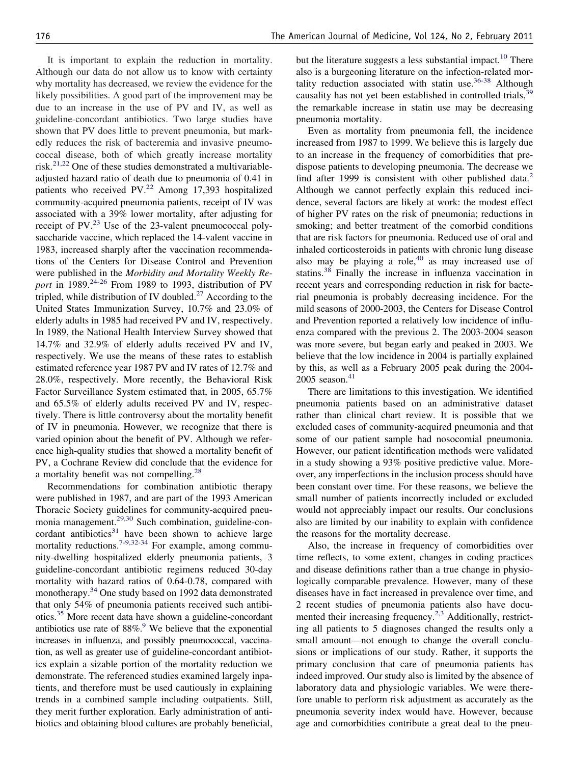It is important to explain the reduction in mortality. Although our data do not allow us to know with certainty why mortality has decreased, we review the evidence for the likely possibilities. A good part of the improvement may be due to an increase in the use of PV and IV, as well as guideline-concordant antibiotics. Two large studies have shown that PV does little to prevent pneumonia, but markedly reduces the risk of bacteremia and invasive pneumococcal disease, both of which greatly increase mortality risk.[21,22] One of these studies demonstrated a multivariable-adjusted hazard ratio of death due to pneumonia of 0.41 in patients who received PV.[22] Among 17,393 hospitalized community-acquired pneumonia patients, receipt of IV was associated with a 39% lower mortality, after adjusting for receipt of PV.[23] Use of the 23-valent pneumococcal polysaccharide vaccine, which replaced the 14-valent vaccine in 1983, increased sharply after the vaccination recommendations of the Centers for Disease Control and Prevention were published in the *Morbidity and Mortality Weekly Report* in 1989.[24-26] From 1989 to 1993, distribution of PV tripled, while distribution of IV doubled.[27] According to the United States Immunization Survey, 10.7% and 23.0% of elderly adults in 1985 had received PV and IV, respectively. In 1989, the National Health Interview Survey showed that 14.7% and 32.9% of elderly adults received PV and IV, respectively. We use the means of these rates to establish estimated reference year 1987 PV and IV rates of 12.7% and 28.0%, respectively. More recently, the Behavioral Risk Factor Surveillance System estimated that, in 2005, 65.7% and 65.5% of elderly adults received PV and IV, respectively. There is little controversy about the mortality benefit of IV in pneumonia. However, we recognize that there is varied opinion about the benefit of PV. Although we reference high-quality studies that showed a mortality benefit of PV, a Cochrane Review did conclude that the evidence for a mortality benefit was not compelling.[28]

Recommendations for combination antibiotic therapy were published in 1987, and are part of the 1993 American Thoracic Society guidelines for community-acquired pneumonia management.[29,30] Such combination, guideline-concordant antibiotics[31] have been shown to achieve large mortality reductions.[7-9,32-34] For example, among community-dwelling hospitalized elderly pneumonia patients, 3 guideline-concordant antibiotic regimens reduced 30-day mortality with hazard ratios of 0.64-0.78, compared with monotherapy.[34] One study based on 1992 data demonstrated that only 54% of pneumonia patients received such antibiotics.[35] More recent data have shown a guideline-concordant antibiotics use rate of 88%.[9] We believe that the exponential increases in influenza, and possibly pneumococcal, vaccination, as well as greater use of guideline-concordant antibiotics explain a sizable portion of the mortality reduction we demonstrate. The referenced studies examined largely inpatients, and therefore must be used cautiously in explaining trends in a combined sample including outpatients. Still, they merit further exploration. Early administration of antibiotics and obtaining blood cultures are probably beneficial, but the literature suggests a less substantial impact.[10] There also is a burgeoning literature on the infection-related mortality reduction associated with statin use.[36-38] Although causality has not yet been established in controlled trials,[39] the remarkable increase in statin use may be decreasing pneumonia mortality.

Even as mortality from pneumonia fell, the incidence increased from 1987 to 1999. We believe this is largely due to an increase in the frequency of comorbidities that predispose patients to developing pneumonia. The decrease we find after 1999 is consistent with other published data.[2] Although we cannot perfectly explain this reduced incidence, several factors are likely at work: the modest effect of higher PV rates on the risk of pneumonia; reductions in smoking; and better treatment of the comorbid conditions that are risk factors for pneumonia. Reduced use of oral and inhaled corticosteroids in patients with chronic lung disease also may be playing a role,[40] as may increased use of statins.[38] Finally the increase in influenza vaccination in recent years and corresponding reduction in risk for bacterial pneumonia is probably decreasing incidence. For the mild seasons of 2000-2003, the Centers for Disease Control and Prevention reported a relatively low incidence of influenza compared with the previous 2. The 2003-2004 season was more severe, but began early and peaked in 2003. We believe that the low incidence in 2004 is partially explained by this, as well as a February 2005 peak during the 2004-2005 season.[41]

There are limitations to this investigation. We identified pneumonia patients based on an administrative dataset rather than clinical chart review. It is possible that we excluded cases of community-acquired pneumonia and that some of our patient sample had nosocomial pneumonia. However, our patient identification methods were validated in a study showing a 93% positive predictive value. Moreover, any imperfections in the inclusion process should have been constant over time. For these reasons, we believe the small number of patients incorrectly included or excluded would not appreciably impact our results. Our conclusions also are limited by our inability to explain with confidence the reasons for the mortality decrease.

Also, the increase in frequency of comorbidities over time reflects, to some extent, changes in coding practices and disease definitions rather than a true change in physiologically comparable prevalence. However, many of these diseases have in fact increased in prevalence over time, and 2 recent studies of pneumonia patients also have documented their increasing frequency.[2,3] Additionally, restricting all patients to 5 diagnoses changed the results only a small amount—not enough to change the overall conclusions or implications of our study. Rather, it supports the primary conclusion that care of pneumonia patients has indeed improved. Our study also is limited by the absence of laboratory data and physiologic variables. We were therefore unable to perform risk adjustment as accurately as the pneumonia severity index would have. However, because age and comorbidities contribute a great deal to the pneu-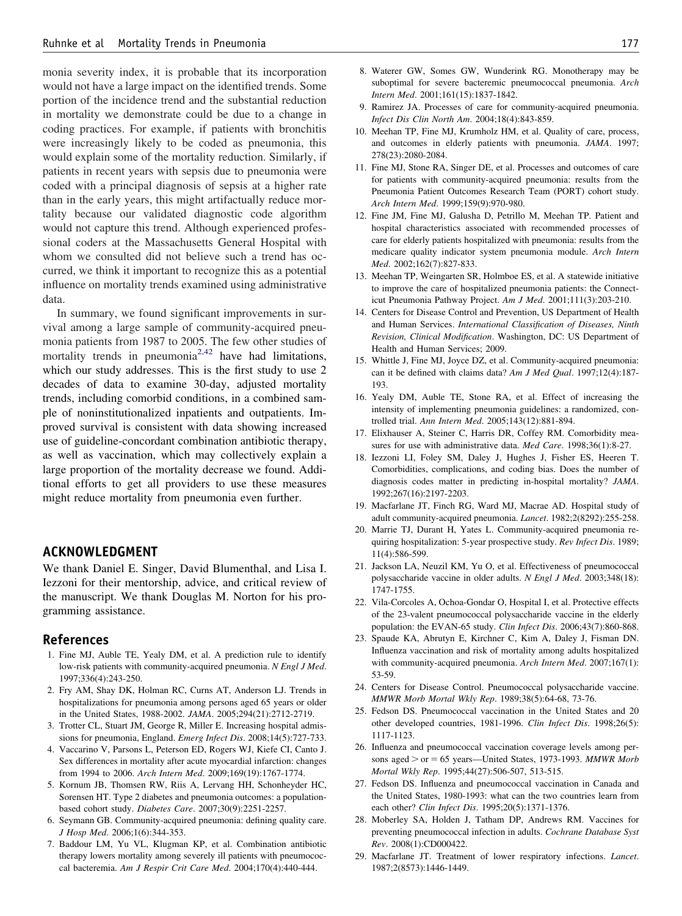monia severity index, it is probable that its incorporation would not have a large impact on the identified trends. Some portion of the incidence trend and the substantial reduction in mortality we demonstrate could be due to a change in coding practices. For example, if patients with bronchitis were increasingly likely to be coded as pneumonia, this would explain some of the mortality reduction. Similarly, if patients in recent years with sepsis due to pneumonia were coded with a principal diagnosis of sepsis at a higher rate than in the early years, this might artifactually reduce mortality because our validated diagnostic code algorithm would not capture this trend. Although experienced professional coders at the Massachusetts General Hospital with whom we consulted did not believe such a trend has occurred, we think it important to recognize this as a potential influence on mortality trends examined using administrative data.

In summary, we found significant improvements in survival among a large sample of community-acquired pneumonia patients from 1987 to 2005. The few other studies of mortality trends in pneumonia[2,42] have had limitations, which our study addresses. This is the first study to use 2 decades of data to examine 30-day, adjusted mortality trends, including comorbid conditions, in a combined sample of noninstitutionalized inpatients and outpatients. Improved survival is consistent with data showing increased use of guideline-concordant combination antibiotic therapy, as well as vaccination, which may collectively explain a large proportion of the mortality decrease we found. Additional efforts to get all providers to use these measures might reduce mortality from pneumonia even further.

## ACKNOWLEDGMENT

We thank Daniel E. Singer, David Blumenthal, and Lisa I. Iezzoni for their mentorship, advice, and critical review of the manuscript. We thank Douglas M. Norton for his programming assistance.

## References

1. Fine MJ, Auble TE, Yealy DM, et al. A prediction rule to identify low-risk patients with community-acquired pneumonia. *N Engl J Med*. 1997;336(4):243-250.
2. Fry AM, Shay DK, Holman RC, Curns AT, Anderson LJ. Trends in hospitalizations for pneumonia among persons aged 65 years or older in the United States, 1988-2002. *JAMA*. 2005;294(21):2712-2719.
3. Trotter CL, Stuart JM, George R, Miller E. Increasing hospital admissions for pneumonia, England. *Emerg Infect Dis*. 2008;14(5):727-733.
4. Vaccarino V, Parsons L, Peterson ED, Rogers WJ, Kiefe CI, Canto J. Sex differences in mortality after acute myocardial infarction: changes from 1994 to 2006. *Arch Intern Med*. 2009;169(19):1767-1774.
5. Kornum JB, Thomsen RW, Riis A, Lervang HH, Schonheyder HC, Sorensen HT. Type 2 diabetes and pneumonia outcomes: a population-based cohort study. *Diabetes Care*. 2007;30(9):2251-2257.
6. Seymann GB. Community-acquired pneumonia: defining quality care. *J Hosp Med*. 2006;1(6):344-353.
7. Baddour LM, Yu VL, Klugman KP, et al. Combination antibiotic therapy lowers mortality among severely ill patients with pneumococcal bacteremia. *Am J Respir Crit Care Med*. 2004;170(4):440-444.
8. Waterer GW, Somes GW, Wunderink RG. Monotherapy may be suboptimal for severe bacteremic pneumococcal pneumonia. *Arch Intern Med*. 2001;161(15):1837-1842.
9. Ramirez JA. Processes of care for community-acquired pneumonia. *Infect Dis Clin North Am*. 2004;18(4):843-859.
10. Meehan TP, Fine MJ, Krumholz HM, et al. Quality of care, process, and outcomes in elderly patients with pneumonia. *JAMA*. 1997; 278(23):2080-2084.
11. Fine MJ, Stone RA, Singer DE, et al. Processes and outcomes of care for patients with community-acquired pneumonia: results from the Pneumonia Patient Outcomes Research Team (PORT) cohort study. *Arch Intern Med*. 1999;159(9):970-980.
12. Fine JM, Fine MJ, Galusha D, Petrillo M, Meehan TP. Patient and hospital characteristics associated with recommended processes of care for elderly patients hospitalized with pneumonia: results from the medicare quality indicator system pneumonia module. *Arch Intern Med*. 2002;162(7):827-833.
13. Meehan TP, Weingarten SR, Holmboe ES, et al. A statewide initiative to improve the care of hospitalized pneumonia patients: the Connecticut Pneumonia Pathway Project. *Am J Med*. 2001;111(3):203-210.
14. Centers for Disease Control and Prevention, US Department of Health and Human Services. *International Classification of Diseases, Ninth Revision, Clinical Modification*. Washington, DC: US Department of Health and Human Services; 2009.
15. Whittle J, Fine MJ, Joyce DZ, et al. Community-acquired pneumonia: can it be defined with claims data? *Am J Med Qual*. 1997;12(4):187-193.
16. Yealy DM, Auble TE, Stone RA, et al. Effect of increasing the intensity of implementing pneumonia guidelines: a randomized, controlled trial. *Ann Intern Med*. 2005;143(12):881-894.
17. Elixhauser A, Steiner C, Harris DR, Coffey RM. Comorbidity measures for use with administrative data. *Med Care*. 1998;36(1):8-27.
18. Iezzoni LI, Foley SM, Daley J, Hughes J, Fisher ES, Heeren T. Comorbidities, complications, and coding bias. Does the number of diagnosis codes matter in predicting in-hospital mortality? *JAMA*. 1992;267(16):2197-2203.
19. Macfarlane JT, Finch RG, Ward MJ, Macrae AD. Hospital study of adult community-acquired pneumonia. *Lancet*. 1982;2(8292):255-258.
20. Marrie TJ, Durant H, Yates L. Community-acquired pneumonia requiring hospitalization: 5-year prospective study. *Rev Infect Dis*. 1989; 11(4):586-599.
21. Jackson LA, Neuzil KM, Yu O, et al. Effectiveness of pneumococcal polysaccharide vaccine in older adults. *N Engl J Med*. 2003;348(18): 1747-1755.
22. Vila-Corcoles A, Ochoa-Gondar O, Hospital I, et al. Protective effects of the 23-valent pneumococcal polysaccharide vaccine in the elderly population: the EVAN-65 study. *Clin Infect Dis*. 2006;43(7):860-868.
23. Spaude KA, Abrutyn E, Kirchner C, Kim A, Daley J, Fisman DN. Influenza vaccination and risk of mortality among adults hospitalized with community-acquired pneumonia. *Arch Intern Med*. 2007;167(1): 53-59.
24. Centers for Disease Control. Pneumococcal polysaccharide vaccine. *MMWR Morb Mortal Wkly Rep*. 1989;38(5):64-68, 73-76.
25. Fedson DS. Pneumococcal vaccination in the United States and 20 other developed countries, 1981-1996. *Clin Infect Dis*. 1998;26(5): 1117-1123.
26. Influenza and pneumococcal vaccination coverage levels among persons aged > or = 65 years—United States, 1973-1993. *MMWR Morb Mortal Wkly Rep*. 1995;44(27):506-507, 513-515.
27. Fedson DS. Influenza and pneumococcal vaccination in Canada and the United States, 1980-1993: what can the two countries learn from each other? *Clin Infect Dis*. 1995;20(5):1371-1376.
28. Moberley SA, Holden J, Tatham DP, Andrews RM. Vaccines for preventing pneumococcal infection in adults. *Cochrane Database Syst Rev*. 2008(1):CD000422.
29. Macfarlane JT. Treatment of lower respiratory infections. *Lancet*. 1987;2(8573):1446-1449.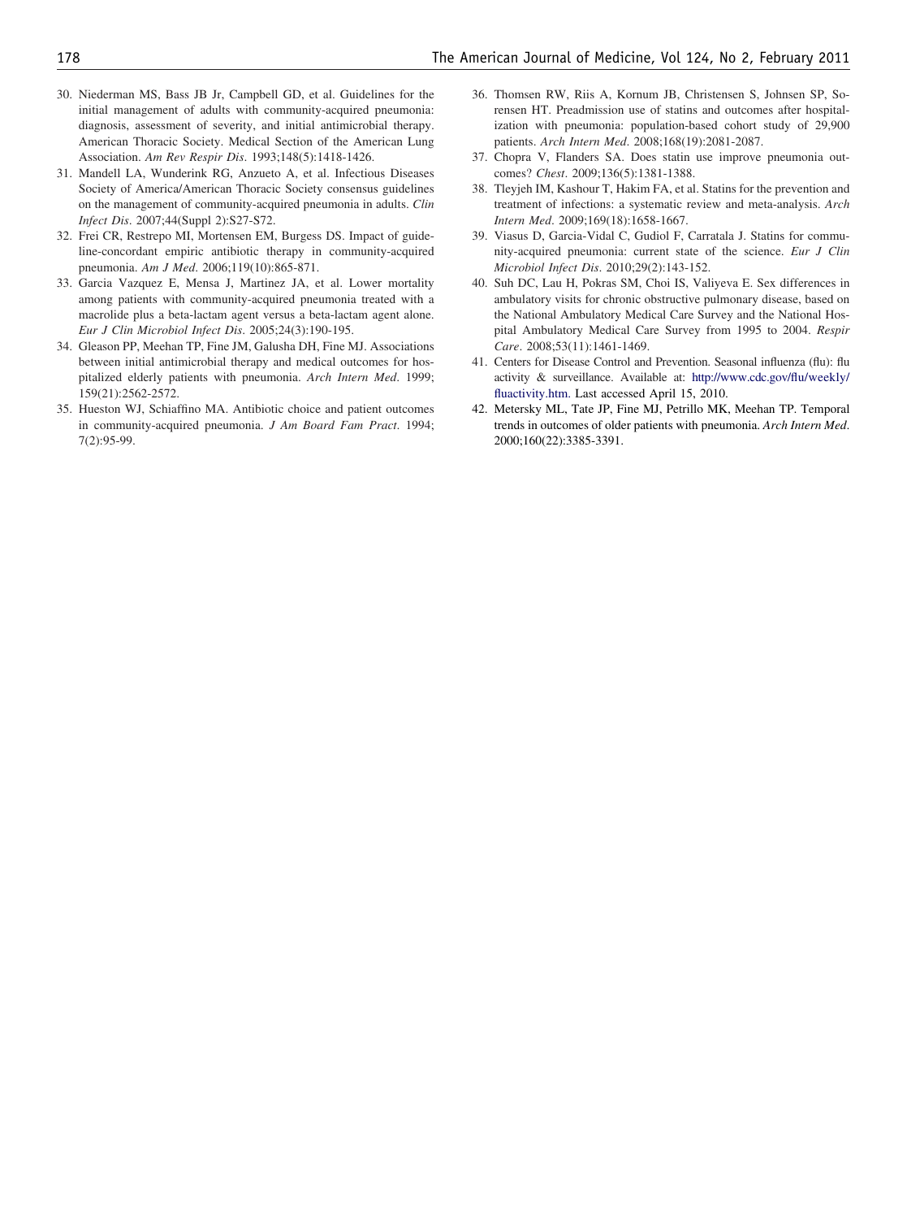30. Niederman MS, Bass JB Jr, Campbell GD, et al. Guidelines for the initial management of adults with community-acquired pneumonia: diagnosis, assessment of severity, and initial antimicrobial therapy. American Thoracic Society. Medical Section of the American Lung Association. *Am Rev Respir Dis*. 1993;148(5):1418-1426.
31. Mandell LA, Wunderink RG, Anzueto A, et al. Infectious Diseases Society of America/American Thoracic Society consensus guidelines on the management of community-acquired pneumonia in adults. *Clin Infect Dis*. 2007;44(Suppl 2):S27-S72.
32. Frei CR, Restrepo MI, Mortensen EM, Burgess DS. Impact of guideline-concordant empiric antibiotic therapy in community-acquired pneumonia. *Am J Med*. 2006;119(10):865-871.
33. Garcia Vazquez E, Mensa J, Martinez JA, et al. Lower mortality among patients with community-acquired pneumonia treated with a macrolide plus a beta-lactam agent versus a beta-lactam agent alone. *Eur J Clin Microbiol Infect Dis*. 2005;24(3):190-195.
34. Gleason PP, Meehan TP, Fine JM, Galusha DH, Fine MJ. Associations between initial antimicrobial therapy and medical outcomes for hospitalized elderly patients with pneumonia. *Arch Intern Med*. 1999; 159(21):2562-2572.
35. Hueston WJ, Schiaffino MA. Antibiotic choice and patient outcomes in community-acquired pneumonia. *J Am Board Fam Pract*. 1994; 7(2):95-99.
36. Thomsen RW, Riis A, Kornum JB, Christensen S, Johnsen SP, Sorensen HT. Preadmission use of statins and outcomes after hospitalization with pneumonia: population-based cohort study of 29,900 patients. *Arch Intern Med*. 2008;168(19):2081-2087.
37. Chopra V, Flanders SA. Does statin use improve pneumonia outcomes? *Chest*. 2009;136(5):1381-1388.
38. Tleyjeh IM, Kashour T, Hakim FA, et al. Statins for the prevention and treatment of infections: a systematic review and meta-analysis. *Arch Intern Med*. 2009;169(18):1658-1667.
39. Viasus D, Garcia-Vidal C, Gudiol F, Carratala J. Statins for community-acquired pneumonia: current state of the science. *Eur J Clin Microbiol Infect Dis*. 2010;29(2):143-152.
40. Suh DC, Lau H, Pokras SM, Choi IS, Valiyeva E. Sex differences in ambulatory visits for chronic obstructive pulmonary disease, based on the National Ambulatory Medical Care Survey and the National Hospital Ambulatory Medical Care Survey from 1995 to 2004. *Respir Care*. 2008;53(11):1461-1469.
41. Centers for Disease Control and Prevention. Seasonal influenza (flu): flu activity & surveillance. Available at: http://www.cdc.gov/flu/weekly/fluactivity.htm. Last accessed April 15, 2010.
42. Metersky ML, Tate JP, Fine MJ, Petrillo MK, Meehan TP. Temporal trends in outcomes of older patients with pneumonia. *Arch Intern Med*. 2000;160(22):3385-3391.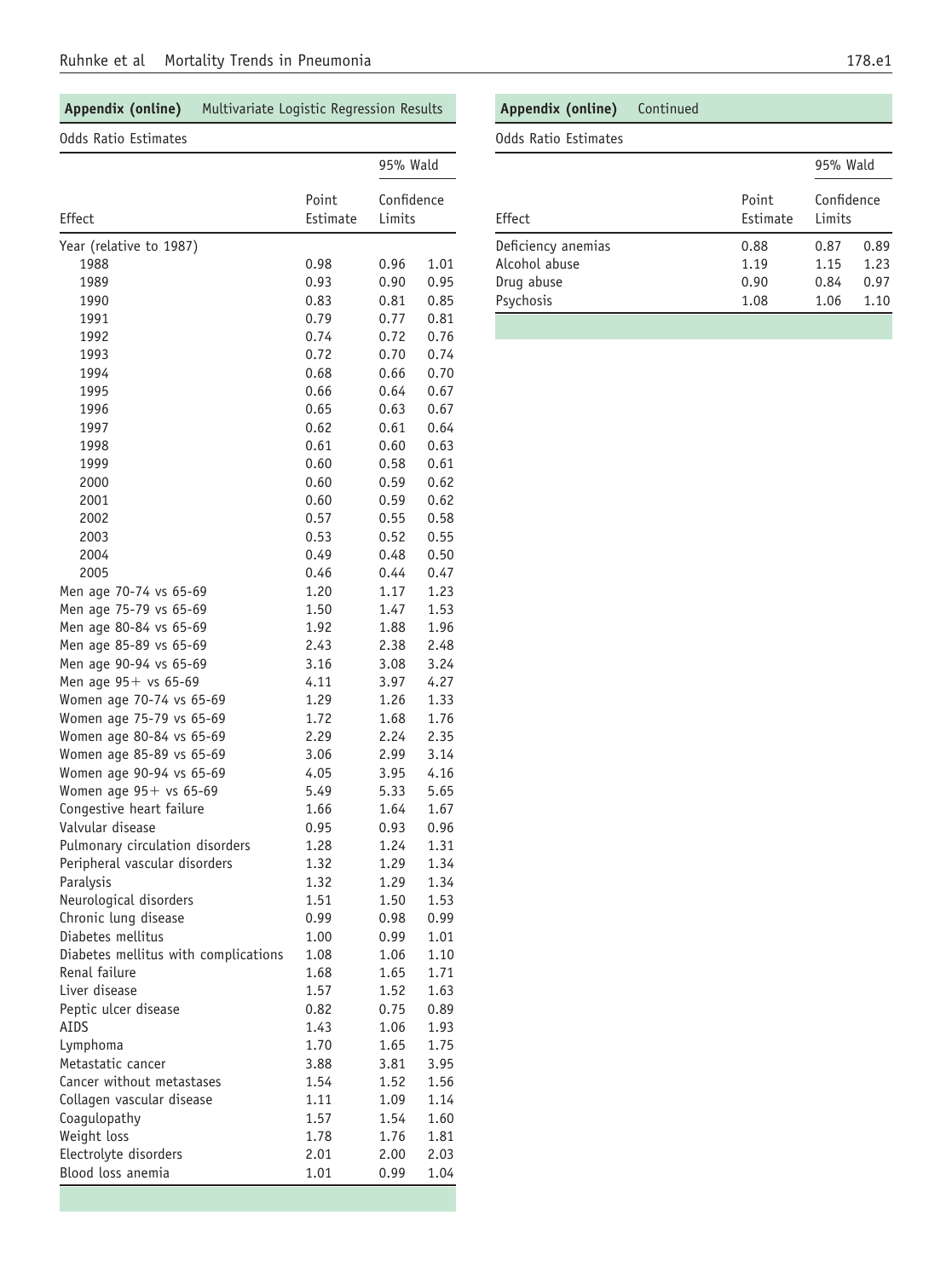**Appendix (online)** Multivariate Logistic Regression Results

Odds Ratio Estimates

| Effect | Point Estimate | 95% Wald Confidence Limits | |
|---|---|---|---|
| Year (relative to 1987) | | | |
| 1988 | 0.98 | 0.96 | 1.01 |
| 1989 | 0.93 | 0.90 | 0.95 |
| 1990 | 0.83 | 0.81 | 0.85 |
| 1991 | 0.79 | 0.77 | 0.81 |
| 1992 | 0.74 | 0.72 | 0.76 |
| 1993 | 0.72 | 0.70 | 0.74 |
| 1994 | 0.68 | 0.66 | 0.70 |
| 1995 | 0.66 | 0.64 | 0.67 |
| 1996 | 0.65 | 0.63 | 0.67 |
| 1997 | 0.62 | 0.61 | 0.64 |
| 1998 | 0.61 | 0.60 | 0.63 |
| 1999 | 0.60 | 0.58 | 0.61 |
| 2000 | 0.60 | 0.59 | 0.62 |
| 2001 | 0.60 | 0.59 | 0.62 |
| 2002 | 0.57 | 0.55 | 0.58 |
| 2003 | 0.53 | 0.52 | 0.55 |
| 2004 | 0.49 | 0.48 | 0.50 |
| 2005 | 0.46 | 0.44 | 0.47 |
| Men age 70-74 vs 65-69 | 1.20 | 1.17 | 1.23 |
| Men age 75-79 vs 65-69 | 1.50 | 1.47 | 1.53 |
| Men age 80-84 vs 65-69 | 1.92 | 1.88 | 1.96 |
| Men age 85-89 vs 65-69 | 2.43 | 2.38 | 2.48 |
| Men age 90-94 vs 65-69 | 3.16 | 3.08 | 3.24 |
| Men age 95+ vs 65-69 | 4.11 | 3.97 | 4.27 |
| Women age 70-74 vs 65-69 | 1.29 | 1.26 | 1.33 |
| Women age 75-79 vs 65-69 | 1.72 | 1.68 | 1.76 |
| Women age 80-84 vs 65-69 | 2.29 | 2.24 | 2.35 |
| Women age 85-89 vs 65-69 | 3.06 | 2.99 | 3.14 |
| Women age 90-94 vs 65-69 | 4.05 | 3.95 | 4.16 |
| Women age 95+ vs 65-69 | 5.49 | 5.33 | 5.65 |
| Congestive heart failure | 1.66 | 1.64 | 1.67 |
| Valvular disease | 0.95 | 0.93 | 0.96 |
| Pulmonary circulation disorders | 1.28 | 1.24 | 1.31 |
| Peripheral vascular disorders | 1.32 | 1.29 | 1.34 |
| Paralysis | 1.32 | 1.29 | 1.34 |
| Neurological disorders | 1.51 | 1.50 | 1.53 |
| Chronic lung disease | 0.99 | 0.98 | 0.99 |
| Diabetes mellitus | 1.00 | 0.99 | 1.01 |
| Diabetes mellitus with complications | 1.08 | 1.06 | 1.10 |
| Renal failure | 1.68 | 1.65 | 1.71 |
| Liver disease | 1.57 | 1.52 | 1.63 |
| Peptic ulcer disease | 0.82 | 0.75 | 0.89 |
| AIDS | 1.43 | 1.06 | 1.93 |
| Lymphoma | 1.70 | 1.65 | 1.75 |
| Metastatic cancer | 3.88 | 3.81 | 3.95 |
| Cancer without metastases | 1.54 | 1.52 | 1.56 |
| Collagen vascular disease | 1.11 | 1.09 | 1.14 |
| Coagulopathy | 1.57 | 1.54 | 1.60 |
| Weight loss | 1.78 | 1.76 | 1.81 |
| Electrolyte disorders | 2.01 | 2.00 | 2.03 |
| Blood loss anemia | 1.01 | 0.99 | 1.04 |
| Deficiency anemias | 0.88 | 0.87 | 0.89 |
| Alcohol abuse | 1.19 | 1.15 | 1.23 |
| Drug abuse | 0.90 | 0.84 | 0.97 |
| Psychosis | 1.08 | 1.06 | 1.10 |